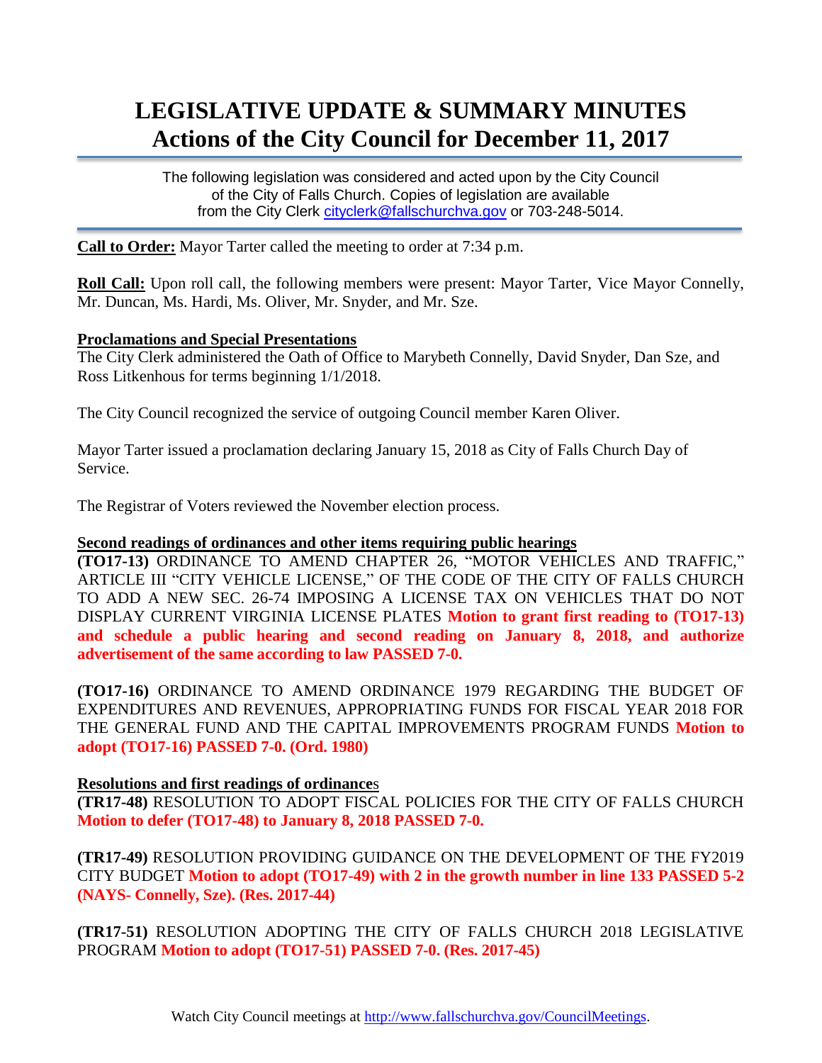# LEGISLATIVE UPDATE & SUMMARY MINUTES
# Actions of the City Council for December 11, 2017

The following legislation was considered and acted upon by the City Council of the City of Falls Church. Copies of legislation are available from the City Clerk cityclerk@fallschurchva.gov or 703-248-5014.

**Call to Order:** Mayor Tarter called the meeting to order at 7:34 p.m.

**Roll Call:** Upon roll call, the following members were present: Mayor Tarter, Vice Mayor Connelly, Mr. Duncan, Ms. Hardi, Ms. Oliver, Mr. Snyder, and Mr. Sze.

**Proclamations and Special Presentations**

The City Clerk administered the Oath of Office to Marybeth Connelly, David Snyder, Dan Sze, and Ross Litkenhous for terms beginning 1/1/2018.

The City Council recognized the service of outgoing Council member Karen Oliver.

Mayor Tarter issued a proclamation declaring January 15, 2018 as City of Falls Church Day of Service.

The Registrar of Voters reviewed the November election process.

**Second readings of ordinances and other items requiring public hearings**

**(TO17-13)** ORDINANCE TO AMEND CHAPTER 26, "MOTOR VEHICLES AND TRAFFIC," ARTICLE III "CITY VEHICLE LICENSE," OF THE CODE OF THE CITY OF FALLS CHURCH TO ADD A NEW SEC. 26-74 IMPOSING A LICENSE TAX ON VEHICLES THAT DO NOT DISPLAY CURRENT VIRGINIA LICENSE PLATES **Motion to grant first reading to (TO17-13) and schedule a public hearing and second reading on January 8, 2018, and authorize advertisement of the same according to law PASSED 7-0.**

**(TO17-16)** ORDINANCE TO AMEND ORDINANCE 1979 REGARDING THE BUDGET OF EXPENDITURES AND REVENUES, APPROPRIATING FUNDS FOR FISCAL YEAR 2018 FOR THE GENERAL FUND AND THE CAPITAL IMPROVEMENTS PROGRAM FUNDS **Motion to adopt (TO17-16) PASSED 7-0. (Ord. 1980)**

**Resolutions and first readings of ordinances**

**(TR17-48)** RESOLUTION TO ADOPT FISCAL POLICIES FOR THE CITY OF FALLS CHURCH **Motion to defer (TO17-48) to January 8, 2018 PASSED 7-0.**

**(TR17-49)** RESOLUTION PROVIDING GUIDANCE ON THE DEVELOPMENT OF THE FY2019 CITY BUDGET **Motion to adopt (TO17-49) with 2 in the growth number in line 133 PASSED 5-2 (NAYS- Connelly, Sze). (Res. 2017-44)**

**(TR17-51)** RESOLUTION ADOPTING THE CITY OF FALLS CHURCH 2018 LEGISLATIVE PROGRAM **Motion to adopt (TO17-51) PASSED 7-0. (Res. 2017-45)**

Watch City Council meetings at http://www.fallschurchva.gov/CouncilMeetings.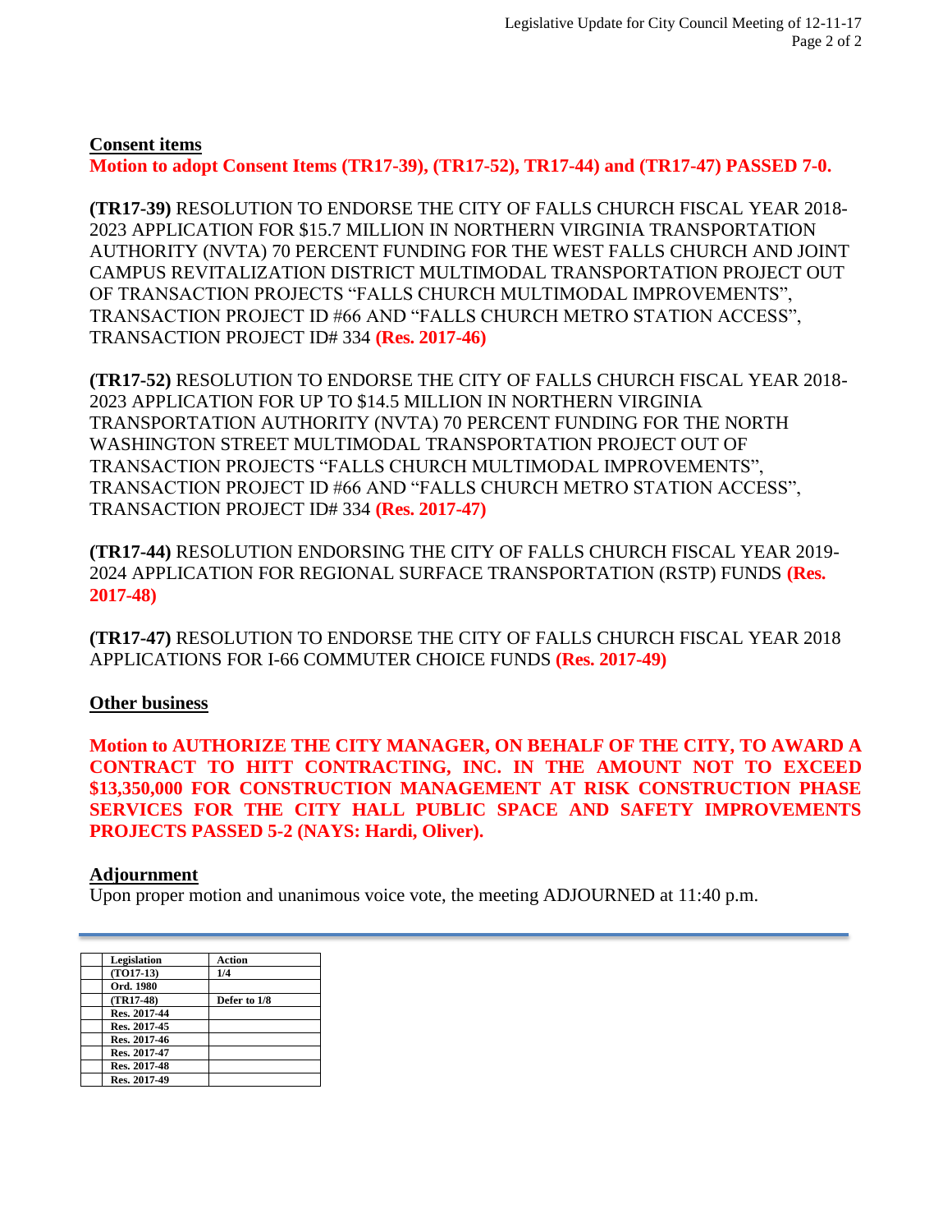## Consent items

**Motion to adopt Consent Items (TR17-39), (TR17-52), TR17-44) and (TR17-47) PASSED 7-0.**

**(TR17-39)** RESOLUTION TO ENDORSE THE CITY OF FALLS CHURCH FISCAL YEAR 2018-2023 APPLICATION FOR $15.7 MILLION IN NORTHERN VIRGINIA TRANSPORTATION AUTHORITY (NVTA) 70 PERCENT FUNDING FOR THE WEST FALLS CHURCH AND JOINT CAMPUS REVITALIZATION DISTRICT MULTIMODAL TRANSPORTATION PROJECT OUT OF TRANSACTION PROJECTS "FALLS CHURCH MULTIMODAL IMPROVEMENTS", TRANSACTION PROJECT ID #66 AND "FALLS CHURCH METRO STATION ACCESS", TRANSACTION PROJECT ID# 334 **(Res. 2017-46)**

**(TR17-52)** RESOLUTION TO ENDORSE THE CITY OF FALLS CHURCH FISCAL YEAR 2018-2023 APPLICATION FOR UP TO $14.5 MILLION IN NORTHERN VIRGINIA TRANSPORTATION AUTHORITY (NVTA) 70 PERCENT FUNDING FOR THE NORTH WASHINGTON STREET MULTIMODAL TRANSPORTATION PROJECT OUT OF TRANSACTION PROJECTS "FALLS CHURCH MULTIMODAL IMPROVEMENTS", TRANSACTION PROJECT ID #66 AND "FALLS CHURCH METRO STATION ACCESS", TRANSACTION PROJECT ID# 334 **(Res. 2017-47)**

**(TR17-44)** RESOLUTION ENDORSING THE CITY OF FALLS CHURCH FISCAL YEAR 2019-2024 APPLICATION FOR REGIONAL SURFACE TRANSPORTATION (RSTP) FUNDS **(Res. 2017-48)**

**(TR17-47)** RESOLUTION TO ENDORSE THE CITY OF FALLS CHURCH FISCAL YEAR 2018 APPLICATIONS FOR I-66 COMMUTER CHOICE FUNDS **(Res. 2017-49)**

## Other business

**Motion to AUTHORIZE THE CITY MANAGER, ON BEHALF OF THE CITY, TO AWARD A CONTRACT TO HITT CONTRACTING, INC. IN THE AMOUNT NOT TO EXCEED $13,350,000 FOR CONSTRUCTION MANAGEMENT AT RISK CONSTRUCTION PHASE SERVICES FOR THE CITY HALL PUBLIC SPACE AND SAFETY IMPROVEMENTS PROJECTS PASSED 5-2 (NAYS: Hardi, Oliver).**

## Adjournment

Upon proper motion and unanimous voice vote, the meeting ADJOURNED at 11:40 p.m.

| | Legislation | Action |
|---|---|---|
| | (TO17-13) | 1/4 |
| | Ord. 1980 | |
| | (TR17-48) | Defer to 1/8 |
| | Res. 2017-44 | |
| | Res. 2017-45 | |
| | Res. 2017-46 | |
| | Res. 2017-47 | |
| | Res. 2017-48 | |
| | Res. 2017-49 | |